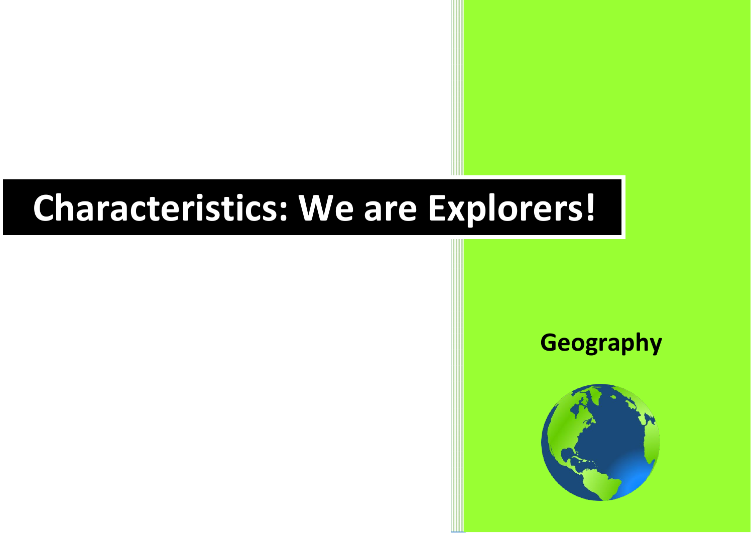# Characteristics: We are Explorers!

**Geography**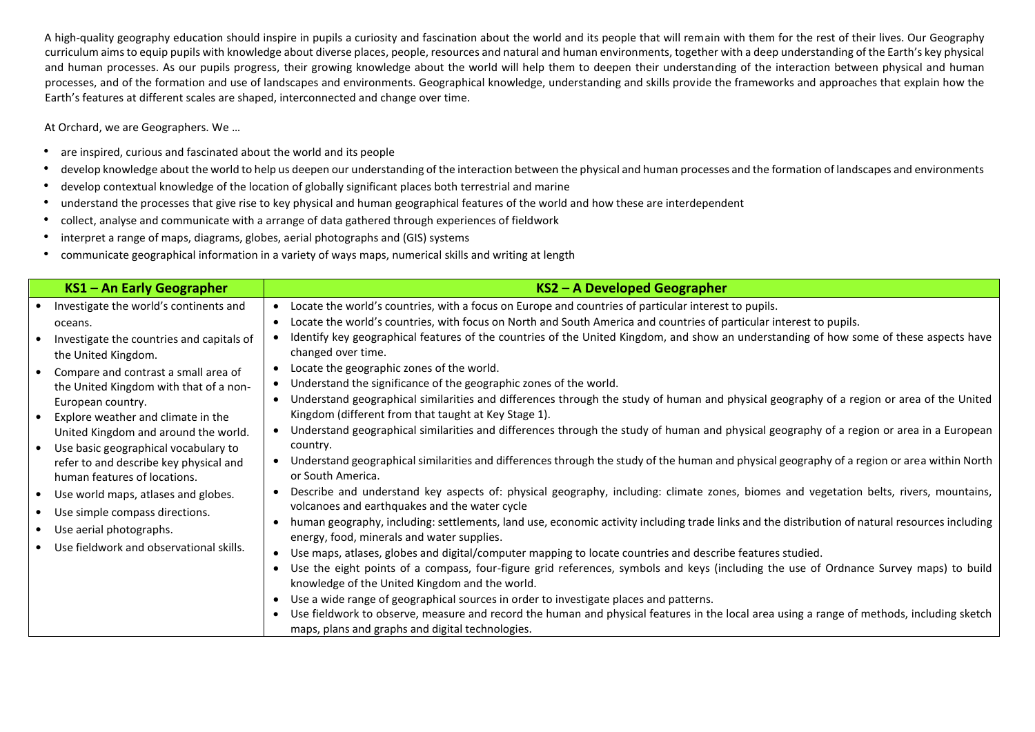A high-quality geography education should inspire in pupils a curiosity and fascination about the world and its people that will remain with them for the rest of their lives. Our Geography curriculum aims to equip pupils with knowledge about diverse places, people, resources and natural and human environments, together with a deep understanding of the Earth's key physical and human processes. As our pupils progress, their growing knowledge about the world will help them to deepen their understanding of the interaction between physical and human processes, and of the formation and use of landscapes and environments. Geographical knowledge, understanding and skills provide the frameworks and approaches that explain how the Earth's features at different scales are shaped, interconnected and change over time.

At Orchard, we are Geographers. We …

- are inspired, curious and fascinated about the world and its people
- develop knowledge about the world to help us deepen our understanding of the interaction between the physical and human processes and the formation of landscapes and environments
- develop contextual knowledge of the location of globally significant places both terrestrial and marine
- understand the processes that give rise to key physical and human geographical features of the world and how these are interdependent
- collect, analyse and communicate with a arrange of data gathered through experiences of fieldwork
- interpret a range of maps, diagrams, globes, aerial photographs and (GIS) systems
- communicate geographical information in a variety of ways maps, numerical skills and writing at length

| KS1 – An Early Geographer | KS2 – A Developed Geographer |
|---|---|
| • Investigate the world's continents and oceans.<br>• Investigate the countries and capitals of the United Kingdom.<br>• Compare and contrast a small area of the United Kingdom with that of a non-European country.<br>• Explore weather and climate in the United Kingdom and around the world.<br>• Use basic geographical vocabulary to refer to and describe key physical and human features of locations.<br>• Use world maps, atlases and globes.<br>• Use simple compass directions.<br>• Use aerial photographs.<br>• Use fieldwork and observational skills. | • Locate the world's countries, with a focus on Europe and countries of particular interest to pupils.<br>• Locate the world's countries, with focus on North and South America and countries of particular interest to pupils.<br>• Identify key geographical features of the countries of the United Kingdom, and show an understanding of how some of these aspects have changed over time.<br>• Locate the geographic zones of the world.<br>• Understand the significance of the geographic zones of the world.<br>• Understand geographical similarities and differences through the study of human and physical geography of a region or area of the United Kingdom (different from that taught at Key Stage 1).<br>• Understand geographical similarities and differences through the study of human and physical geography of a region or area in a European country.<br>• Understand geographical similarities and differences through the study of the human and physical geography of a region or area within North or South America.<br>• Describe and understand key aspects of: physical geography, including: climate zones, biomes and vegetation belts, rivers, mountains, volcanoes and earthquakes and the water cycle<br>• human geography, including: settlements, land use, economic activity including trade links and the distribution of natural resources including energy, food, minerals and water supplies.<br>• Use maps, atlases, globes and digital/computer mapping to locate countries and describe features studied.<br>• Use the eight points of a compass, four-figure grid references, symbols and keys (including the use of Ordnance Survey maps) to build knowledge of the United Kingdom and the world.<br>• Use a wide range of geographical sources in order to investigate places and patterns.<br>• Use fieldwork to observe, measure and record the human and physical features in the local area using a range of methods, including sketch maps, plans and graphs and digital technologies. |